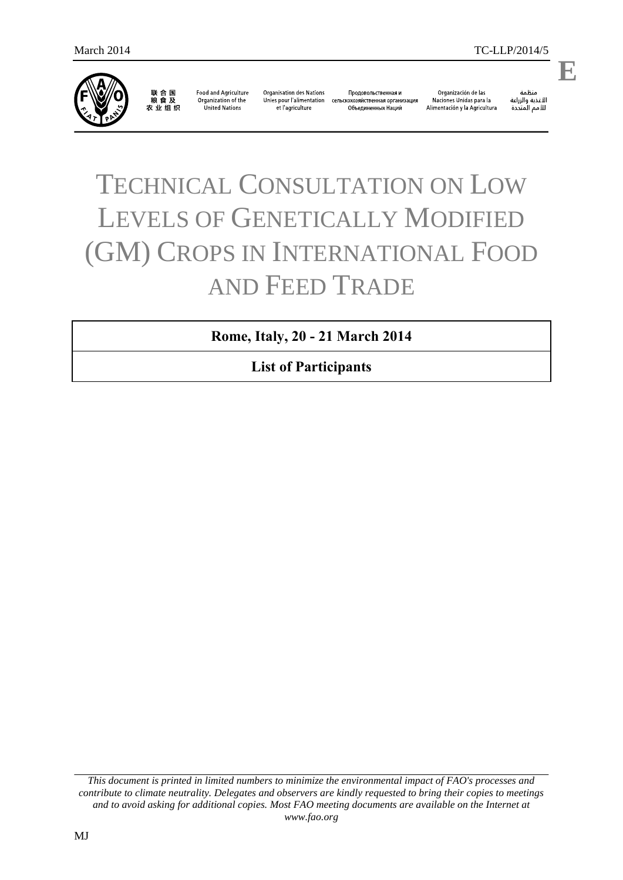March 2014 TC-LLP/2014/5

E

联合国粮食及农业组织 Food and Agriculture Organization of the United Nations Organisation des Nations Unies pour l'alimentation et l'agriculture Продовольственная и сельскохозяйственная организация Объединенных Наций Organización de las Naciones Unidas para la Alimentación y la Agricultura منظمة الأغذية والزراعة للأمم المتحدة

# TECHNICAL CONSULTATION ON LOW LEVELS OF GENETICALLY MODIFIED (GM) CROPS IN INTERNATIONAL FOOD AND FEED TRADE

**Rome, Italy, 20 - 21 March 2014**

**List of Participants**

*This document is printed in limited numbers to minimize the environmental impact of FAO's processes and contribute to climate neutrality. Delegates and observers are kindly requested to bring their copies to meetings and to avoid asking for additional copies. Most FAO meeting documents are available on the Internet at www.fao.org*

MJ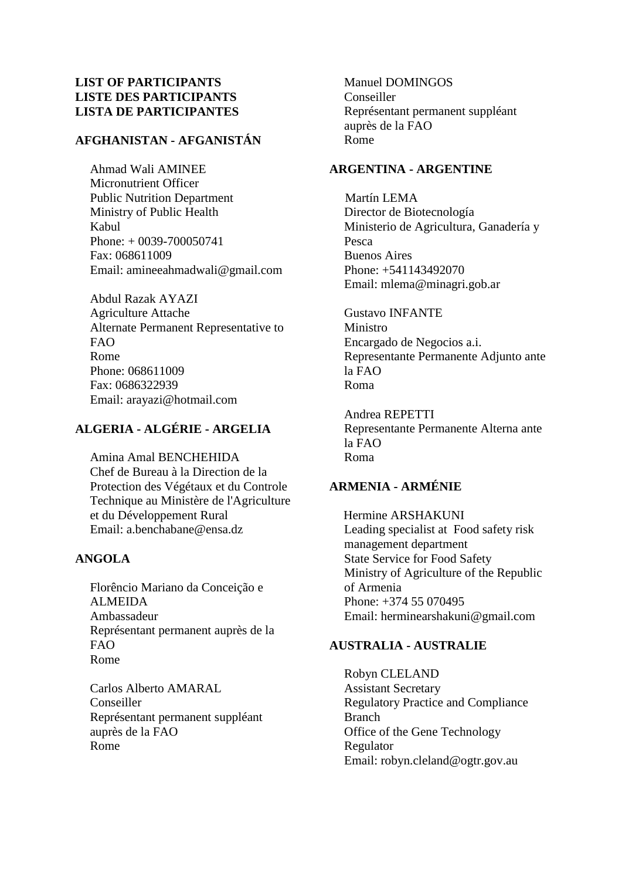**LIST OF PARTICIPANTS**
**LISTE DES PARTICIPANTS**
**LISTA DE PARTICIPANTES**

## AFGHANISTAN - AFGANISTÁN

Ahmad Wali AMINEE
Micronutrient Officer
Public Nutrition Department
Ministry of Public Health
Kabul
Phone: + 0039-700050741
Fax: 068611009
Email: amineeahmadwali@gmail.com

Abdul Razak AYAZI
Agriculture Attache
Alternate Permanent Representative to FAO
Rome
Phone: 068611009
Fax: 0686322939
Email: arayazi@hotmail.com

## ALGERIA - ALGÉRIE - ARGELIA

Amina Amal BENCHEHIDA
Chef de Bureau à la Direction de la Protection des Végétaux et du Controle Technique au Ministère de l'Agriculture et du Développement Rural
Email: a.benchabane@ensa.dz

## ANGOLA

Florêncio Mariano da Conceição e ALMEIDA
Ambassadeur
Représentant permanent auprès de la FAO
Rome

Carlos Alberto AMARAL
Conseiller
Représentant permanent suppléant auprès de la FAO
Rome

Manuel DOMINGOS
Conseiller
Représentant permanent suppléant auprès de la FAO
Rome

## ARGENTINA - ARGENTINE

Martín LEMA
Director de Biotecnología
Ministerio de Agricultura, Ganadería y Pesca
Buenos Aires
Phone: +541143492070
Email: mlema@minagri.gob.ar

Gustavo INFANTE
Ministro
Encargado de Negocios a.i.
Representante Permanente Adjunto ante la FAO
Roma

Andrea REPETTI
Representante Permanente Alterna ante la FAO
Roma

## ARMENIA - ARMÉNIE

Hermine ARSHAKUNI
Leading specialist at Food safety risk management department
State Service for Food Safety
Ministry of Agriculture of the Republic of Armenia
Phone: +374 55 070495
Email: herminearshakuni@gmail.com

## AUSTRALIA - AUSTRALIE

Robyn CLELAND
Assistant Secretary
Regulatory Practice and Compliance Branch
Office of the Gene Technology Regulator
Email: robyn.cleland@ogtr.gov.au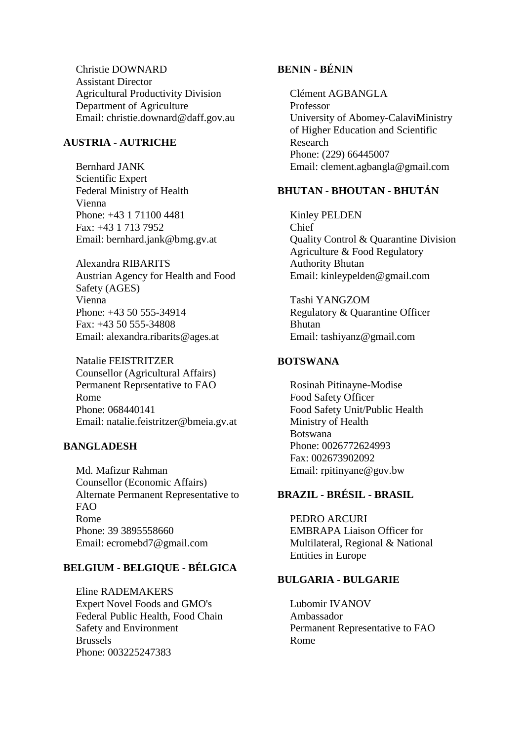Christie DOWNARD
Assistant Director
Agricultural Productivity Division
Department of Agriculture
Email: christie.downard@daff.gov.au

**AUSTRIA - AUTRICHE**

Bernhard JANK
Scientific Expert
Federal Ministry of Health
Vienna
Phone: +43 1 71100 4481
Fax: +43 1 713 7952
Email: bernhard.jank@bmg.gv.at

Alexandra RIBARITS
Austrian Agency for Health and Food Safety (AGES)
Vienna
Phone: +43 50 555-34914
Fax: +43 50 555-34808
Email: alexandra.ribarits@ages.at

Natalie FEISTRITZER
Counsellor (Agricultural Affairs)
Permanent Reprsentative to FAO
Rome
Phone: 068440141
Email: natalie.feistritzer@bmeia.gv.at

**BANGLADESH**

Md. Mafizur Rahman
Counsellor (Economic Affairs)
Alternate Permanent Representative to FAO
Rome
Phone: 39 3895558660
Email: ecromebd7@gmail.com

**BELGIUM - BELGIQUE - BÉLGICA**

Eline RADEMAKERS
Expert Novel Foods and GMO's
Federal Public Health, Food Chain Safety and Environment
Brussels
Phone: 003225247383

**BENIN - BÉNIN**

Clément AGBANGLA
Professor
University of Abomey-CalaviMinistry of Higher Education and Scientific Research
Phone: (229) 66445007
Email: clement.agbangla@gmail.com

**BHUTAN - BHOUTAN - BHUTÁN**

Kinley PELDEN
Chief
Quality Control & Quarantine Division
Agriculture & Food Regulatory Authority Bhutan
Email: kinleypelden@gmail.com

Tashi YANGZOM
Regulatory & Quarantine Officer
Bhutan
Email: tashiyanz@gmail.com

**BOTSWANA**

Rosinah Pitinayne-Modise
Food Safety Officer
Food Safety Unit/Public Health
Ministry of Health
Botswana
Phone: 0026772624993
Fax: 002673902092
Email: rpitinyane@gov.bw

**BRAZIL - BRÉSIL - BRASIL**

PEDRO ARCURI
EMBRAPA Liaison Officer for Multilateral, Regional & National Entities in Europe

**BULGARIA - BULGARIE**

Lubomir IVANOV
Ambassador
Permanent Representative to FAO
Rome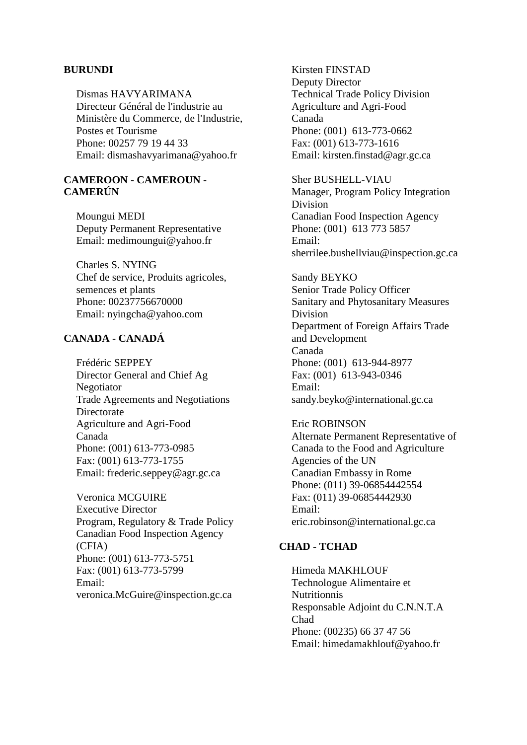**BURUNDI**

Dismas HAVYARIMANA
Directeur Général de l'industrie au Ministère du Commerce, de l'Industrie, Postes et Tourisme
Phone: 00257 79 19 44 33
Email: dismashavyarimana@yahoo.fr

**CAMEROON - CAMEROUN - CAMERÚN**

Moungui MEDI
Deputy Permanent Representative
Email: medimoungui@yahoo.fr

Charles S. NYING
Chef de service, Produits agricoles, semences et plants
Phone: 00237756670000
Email: nyingcha@yahoo.com

**CANADA - CANADÁ**

Frédéric SEPPEY
Director General and Chief Ag Negotiator
Trade Agreements and Negotiations Directorate
Agriculture and Agri-Food Canada
Phone: (001) 613-773-0985
Fax: (001) 613-773-1755
Email: frederic.seppey@agr.gc.ca

Veronica MCGUIRE
Executive Director
Program, Regulatory & Trade Policy
Canadian Food Inspection Agency (CFIA)
Phone: (001) 613-773-5751
Fax: (001) 613-773-5799
Email: veronica.McGuire@inspection.gc.ca

Kirsten FINSTAD
Deputy Director
Technical Trade Policy Division
Agriculture and Agri-Food Canada
Phone: (001) 613-773-0662
Fax: (001) 613-773-1616
Email: kirsten.finstad@agr.gc.ca

Sher BUSHELL-VIAU
Manager, Program Policy Integration Division
Canadian Food Inspection Agency
Phone: (001) 613 773 5857
Email: sherrilee.bushellviau@inspection.gc.ca

Sandy BEYKO
Senior Trade Policy Officer
Sanitary and Phytosanitary Measures Division
Department of Foreign Affairs Trade and Development Canada
Phone: (001) 613-944-8977
Fax: (001) 613-943-0346
Email: sandy.beyko@international.gc.ca

Eric ROBINSON
Alternate Permanent Representative of Canada to the Food and Agriculture Agencies of the UN
Canadian Embassy in Rome
Phone: (011) 39-06854442554
Fax: (011) 39-06854442930
Email: eric.robinson@international.gc.ca

**CHAD - TCHAD**

Himeda MAKHLOUF
Technologue Alimentaire et Nutritionnis
Responsable Adjoint du C.N.N.T.A
Chad
Phone: (00235) 66 37 47 56
Email: himedamakhlouf@yahoo.fr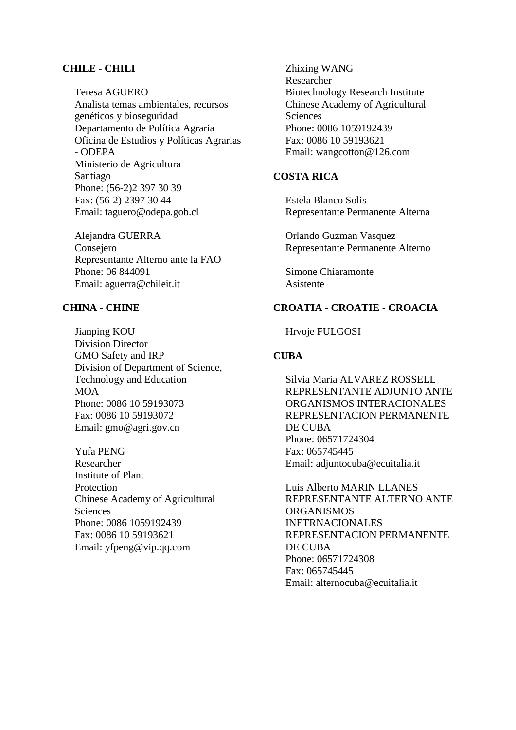**CHILE - CHILI**

Teresa AGUERO
Analista temas ambientales, recursos genéticos y bioseguridad
Departamento de Política Agraria
Oficina de Estudios y Políticas Agrarias - ODEPA
Ministerio de Agricultura
Santiago
Phone: (56-2)2 397 30 39
Fax: (56-2) 2397 30 44
Email: taguero@odepa.gob.cl

Alejandra GUERRA
Consejero
Representante Alterno ante la FAO
Phone: 06 844091
Email: aguerra@chileit.it

**CHINA - CHINE**

Jianping KOU
Division Director
GMO Safety and IRP
Division of Department of Science, Technology and Education
MOA
Phone: 0086 10 59193073
Fax: 0086 10 59193072
Email: gmo@agri.gov.cn

Yufa PENG
Researcher
Institute of Plant Protection
Chinese Academy of Agricultural Sciences
Phone: 0086 1059192439
Fax: 0086 10 59193621
Email: yfpeng@vip.qq.com

Zhixing WANG
Researcher
Biotechnology Research Institute
Chinese Academy of Agricultural Sciences
Phone: 0086 1059192439
Fax: 0086 10 59193621
Email: wangcotton@126.com

**COSTA RICA**

Estela Blanco Solis
Representante Permanente Alterna

Orlando Guzman Vasquez
Representante Permanente Alterno

Simone Chiaramonte
Asistente

**CROATIA - CROATIE - CROACIA**

Hrvoje FULGOSI

**CUBA**

Silvia Maria ALVAREZ ROSSELL
REPRESENTANTE ADJUNTO ANTE ORGANISMOS INTERACIONALES
REPRESENTACION PERMANENTE DE CUBA
Phone: 06571724304
Fax: 065745445
Email: adjuntocuba@ecuitalia.it

Luis Alberto MARIN LLANES
REPRESENTANTE ALTERNO ANTE ORGANISMOS INETRNACIONALES
REPRESENTACION PERMANENTE DE CUBA
Phone: 06571724308
Fax: 065745445
Email: alternocuba@ecuitalia.it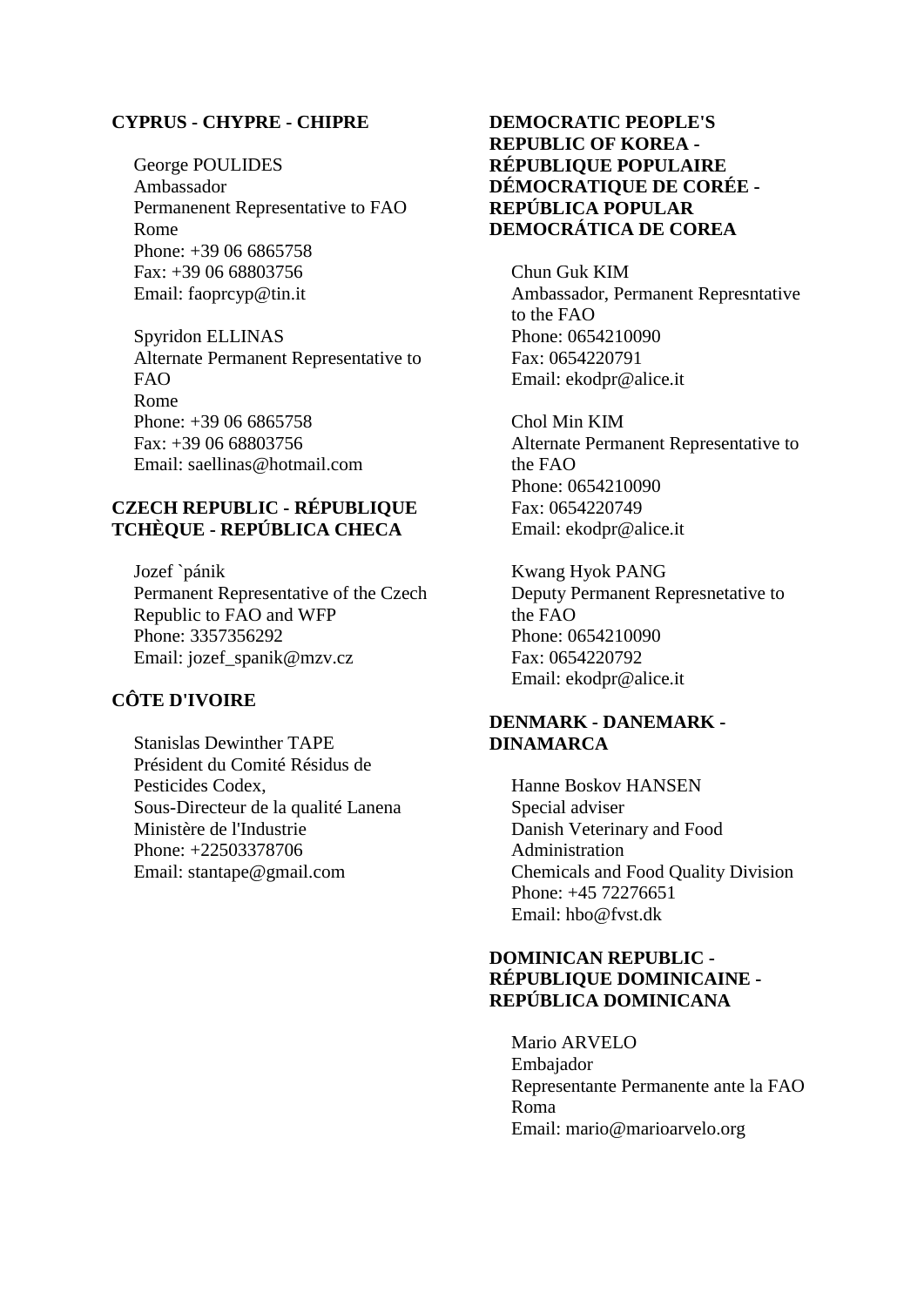**CYPRUS - CHYPRE - CHIPRE**

George POULIDES
Ambassador
Permanenent Representative to FAO
Rome
Phone: +39 06 6865758
Fax: +39 06 68803756
Email: faoprcyp@tin.it

Spyridon ELLINAS
Alternate Permanent Representative to FAO
Rome
Phone: +39 06 6865758
Fax: +39 06 68803756
Email: saellinas@hotmail.com

**CZECH REPUBLIC - RÉPUBLIQUE TCHÈQUE - REPÚBLICA CHECA**

Jozef `pánik
Permanent Representative of the Czech Republic to FAO and WFP
Phone: 3357356292
Email: jozef_spanik@mzv.cz

**CÔTE D'IVOIRE**

Stanislas Dewinther TAPE
Président du Comité Résidus de Pesticides Codex,
Sous-Directeur de la qualité Lanena
Ministère de l'Industrie
Phone: +22503378706
Email: stantape@gmail.com

**DEMOCRATIC PEOPLE'S REPUBLIC OF KOREA - RÉPUBLIQUE POPULAIRE DÉMOCRATIQUE DE CORÉE - REPÚBLICA POPULAR DEMOCRÁTICA DE COREA**

Chun Guk KIM
Ambassador, Permanent Represntative to the FAO
Phone: 0654210090
Fax: 0654220791
Email: ekodpr@alice.it

Chol Min KIM
Alternate Permanent Representative to the FAO
Phone: 0654210090
Fax: 0654220749
Email: ekodpr@alice.it

Kwang Hyok PANG
Deputy Permanent Represnetative to the FAO
Phone: 0654210090
Fax: 0654220792
Email: ekodpr@alice.it

**DENMARK - DANEMARK - DINAMARCA**

Hanne Boskov HANSEN
Special adviser
Danish Veterinary and Food Administration
Chemicals and Food Quality Division
Phone: +45 72276651
Email: hbo@fvst.dk

**DOMINICAN REPUBLIC - RÉPUBLIQUE DOMINICAINE - REPÚBLICA DOMINICANA**

Mario ARVELO
Embajador
Representante Permanente ante la FAO
Roma
Email: mario@marioarvelo.org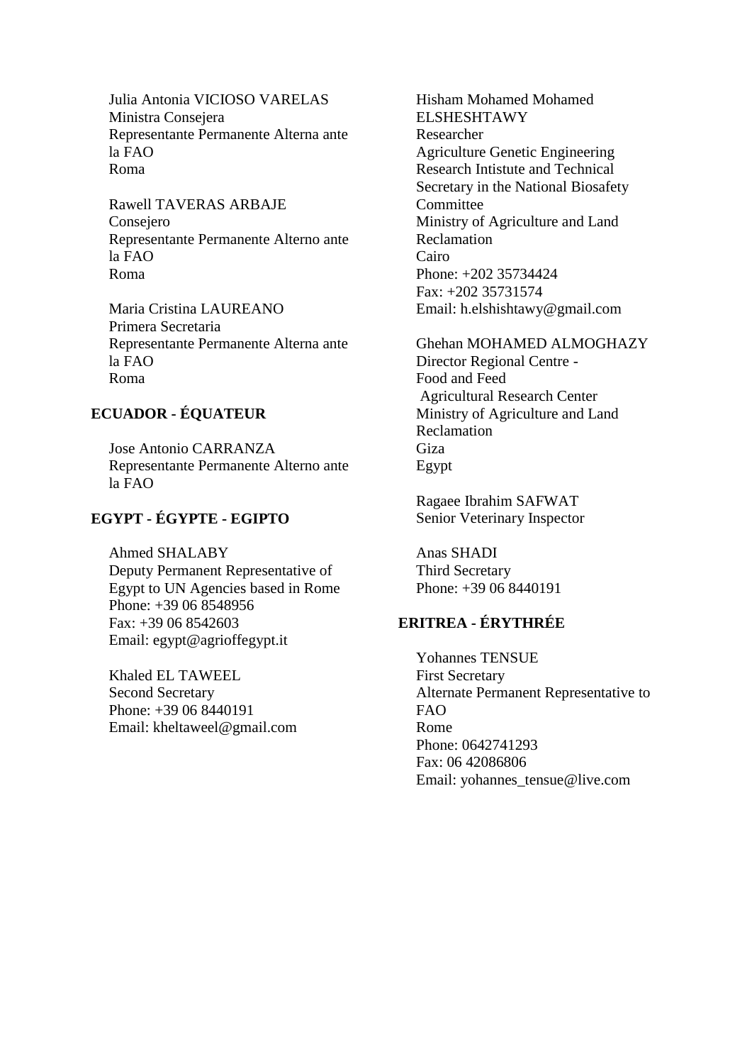Julia Antonia VICIOSO VARELAS
Ministra Consejera
Representante Permanente Alterna ante la FAO
Roma

Rawell TAVERAS ARBAJE
Consejero
Representante Permanente Alterno ante la FAO
Roma

Maria Cristina LAUREANO
Primera Secretaria
Representante Permanente Alterna ante la FAO
Roma

**ECUADOR - ÉQUATEUR**

Jose Antonio CARRANZA
Representante Permanente Alterno ante la FAO

**EGYPT - ÉGYPTE - EGIPTO**

Ahmed SHALABY
Deputy Permanent Representative of Egypt to UN Agencies based in Rome
Phone: +39 06 8548956
Fax: +39 06 8542603
Email: egypt@agrioffegypt.it

Khaled EL TAWEEL
Second Secretary
Phone: +39 06 8440191
Email: kheltaweel@gmail.com

Hisham Mohamed Mohamed ELSHESHTAWY
Researcher
Agriculture Genetic Engineering Research Intistute and Technical Secretary in the National Biosafety Committee
Ministry of Agriculture and Land Reclamation
Cairo
Phone: +202 35734424
Fax: +202 35731574
Email: h.elshishtawy@gmail.com

Ghehan MOHAMED ALMOGHAZY
Director Regional Centre - Food and Feed
Agricultural Research Center
Ministry of Agriculture and Land Reclamation
Giza
Egypt

Ragaee Ibrahim SAFWAT
Senior Veterinary Inspector

Anas SHADI
Third Secretary
Phone: +39 06 8440191

**ERITREA - ÉRYTHRÉE**

Yohannes TENSUE
First Secretary
Alternate Permanent Representative to FAO
Rome
Phone: 0642741293
Fax: 06 42086806
Email: yohannes_tensue@live.com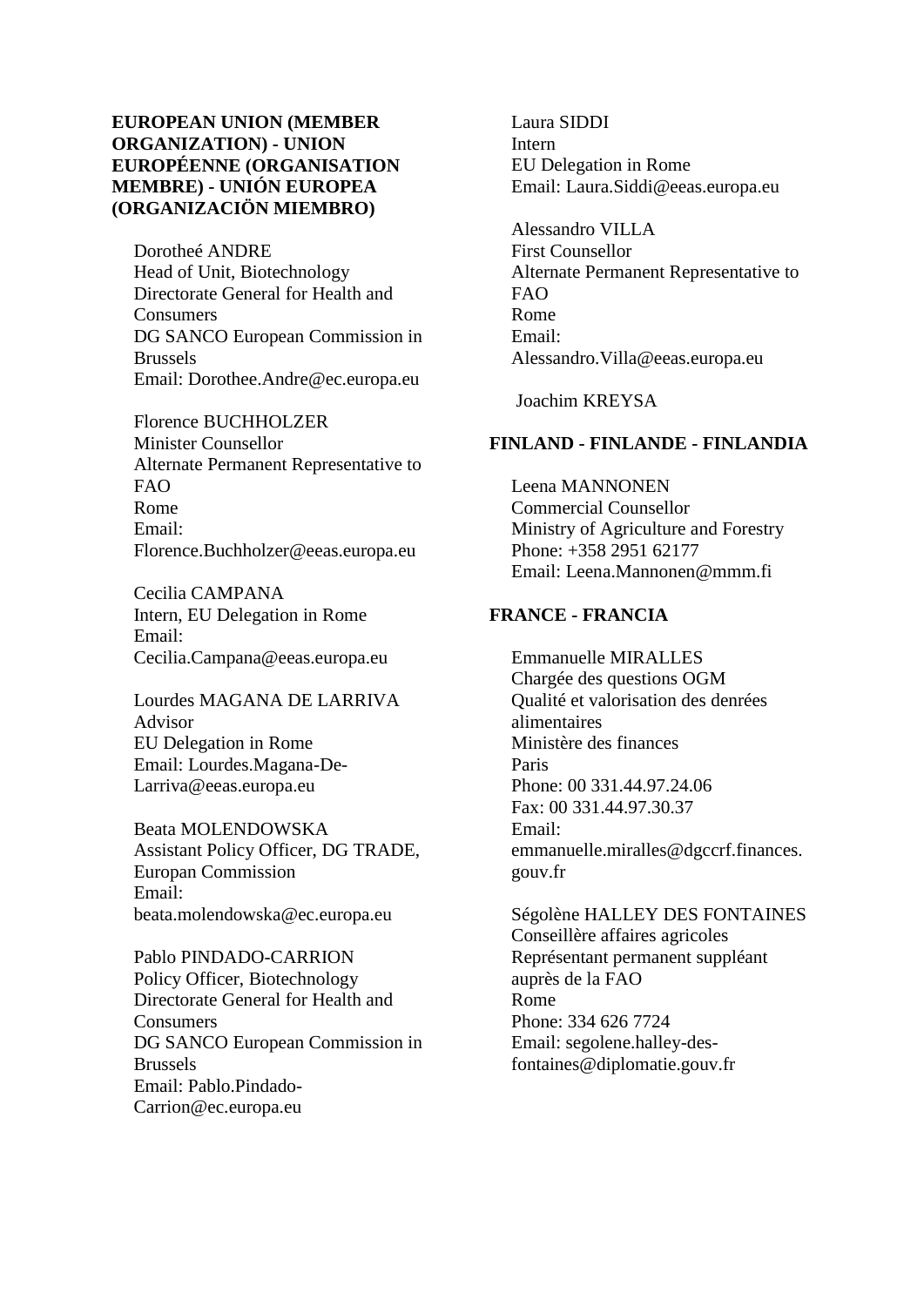**EUROPEAN UNION (MEMBER ORGANIZATION) - UNION EUROPÉENNE (ORGANISATION MEMBRE) - UNIÓN EUROPEA (ORGANIZACIÖN MIEMBRO)**

Dorotheé ANDRE
Head of Unit, Biotechnology
Directorate General for Health and Consumers
DG SANCO European Commission in Brussels
Email: Dorothee.Andre@ec.europa.eu

Florence BUCHHOLZER
Minister Counsellor
Alternate Permanent Representative to FAO
Rome
Email:
Florence.Buchholzer@eeas.europa.eu

Cecilia CAMPANA
Intern, EU Delegation in Rome
Email:
Cecilia.Campana@eeas.europa.eu

Lourdes MAGANA DE LARRIVA
Advisor
EU Delegation in Rome
Email: Lourdes.Magana-De-Larriva@eeas.europa.eu

Beata MOLENDOWSKA
Assistant Policy Officer, DG TRADE, Europan Commission
Email:
beata.molendowska@ec.europa.eu

Pablo PINDADO-CARRION
Policy Officer, Biotechnology
Directorate General for Health and Consumers
DG SANCO European Commission in Brussels
Email: Pablo.Pindado-Carrion@ec.europa.eu

Laura SIDDI
Intern
EU Delegation in Rome
Email: Laura.Siddi@eeas.europa.eu

Alessandro VILLA
First Counsellor
Alternate Permanent Representative to FAO
Rome
Email:
Alessandro.Villa@eeas.europa.eu

Joachim KREYSA

**FINLAND - FINLANDE - FINLANDIA**

Leena MANNONEN
Commercial Counsellor
Ministry of Agriculture and Forestry
Phone: +358 2951 62177
Email: Leena.Mannonen@mmm.fi

**FRANCE - FRANCIA**

Emmanuelle MIRALLES
Chargée des questions OGM
Qualité et valorisation des denrées alimentaires
Ministère des finances
Paris
Phone: 00 331.44.97.24.06
Fax: 00 331.44.97.30.37
Email:
emmanuelle.miralles@dgccrf.finances.gouv.fr

Ségolène HALLEY DES FONTAINES
Conseillère affaires agricoles
Représentant permanent suppléant auprès de la FAO
Rome
Phone: 334 626 7724
Email: segolene.halley-des-fontaines@diplomatie.gouv.fr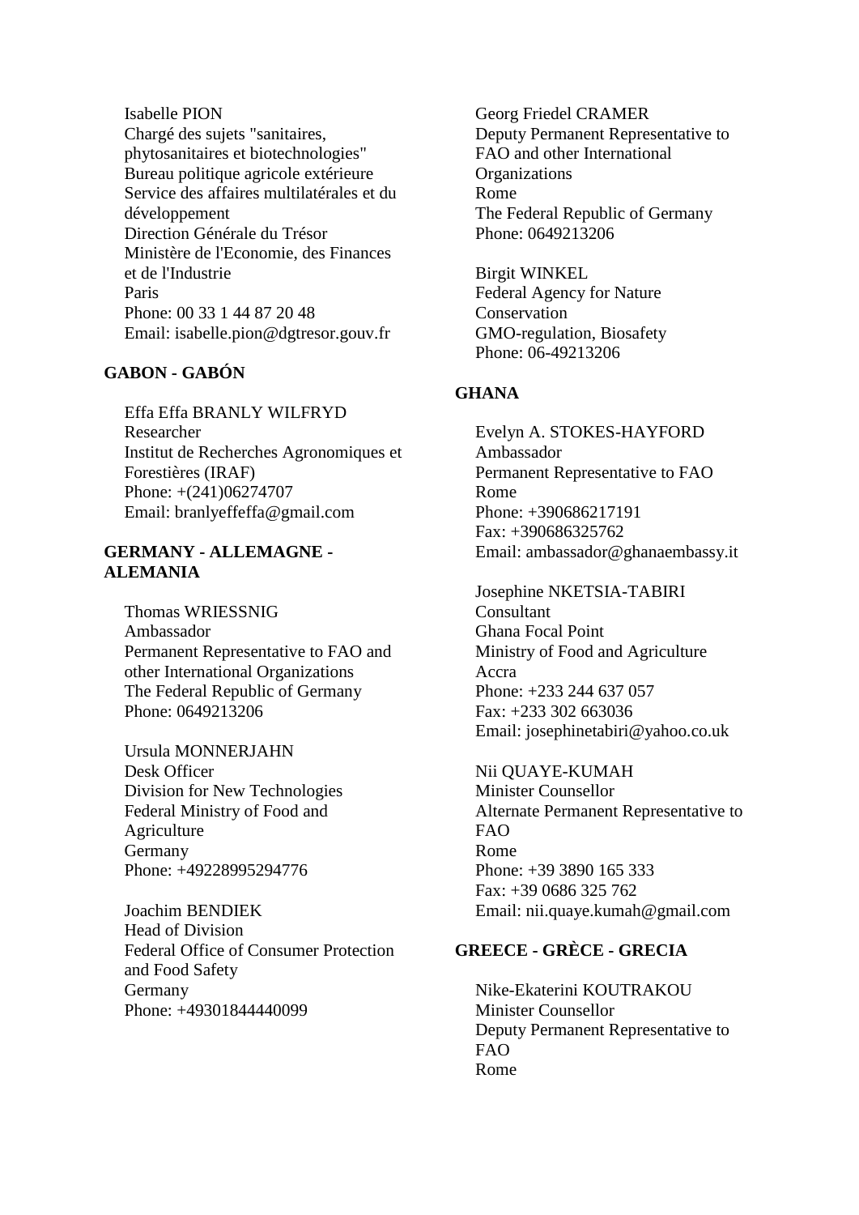Isabelle PION
Chargé des sujets "sanitaires, phytosanitaires et biotechnologies"
Bureau politique agricole extérieure
Service des affaires multilatérales et du développement
Direction Générale du Trésor
Ministère de l'Economie, des Finances et de l'Industrie
Paris
Phone: 00 33 1 44 87 20 48
Email: isabelle.pion@dgtresor.gouv.fr

**GABON - GABÓN**

Effa Effa BRANLY WILFRYD
Researcher
Institut de Recherches Agronomiques et Forestières (IRAF)
Phone: +(241)06274707
Email: branlyeffeffa@gmail.com

**GERMANY - ALLEMAGNE - ALEMANIA**

Thomas WRIESSNIG
Ambassador
Permanent Representative to FAO and other International Organizations
The Federal Republic of Germany
Phone: 0649213206

Ursula MONNERJAHN
Desk Officer
Division for New Technologies
Federal Ministry of Food and Agriculture
Germany
Phone: +49228995294776

Joachim BENDIEK
Head of Division
Federal Office of Consumer Protection and Food Safety
Germany
Phone: +49301844440099

Georg Friedel CRAMER
Deputy Permanent Representative to FAO and other International Organizations
Rome
The Federal Republic of Germany
Phone: 0649213206

Birgit WINKEL
Federal Agency for Nature Conservation
GMO-regulation, Biosafety
Phone: 06-49213206

**GHANA**

Evelyn A. STOKES-HAYFORD
Ambassador
Permanent Representative to FAO
Rome
Phone: +390686217191
Fax: +390686325762
Email: ambassador@ghanaembassy.it

Josephine NKETSIA-TABIRI
Consultant
Ghana Focal Point
Ministry of Food and Agriculture
Accra
Phone: +233 244 637 057
Fax: +233 302 663036
Email: josephinetabiri@yahoo.co.uk

Nii QUAYE-KUMAH
Minister Counsellor
Alternate Permanent Representative to FAO
Rome
Phone: +39 3890 165 333
Fax: +39 0686 325 762
Email: nii.quaye.kumah@gmail.com

**GREECE - GRÈCE - GRECIA**

Nike-Ekaterini KOUTRAKOU
Minister Counsellor
Deputy Permanent Representative to FAO
Rome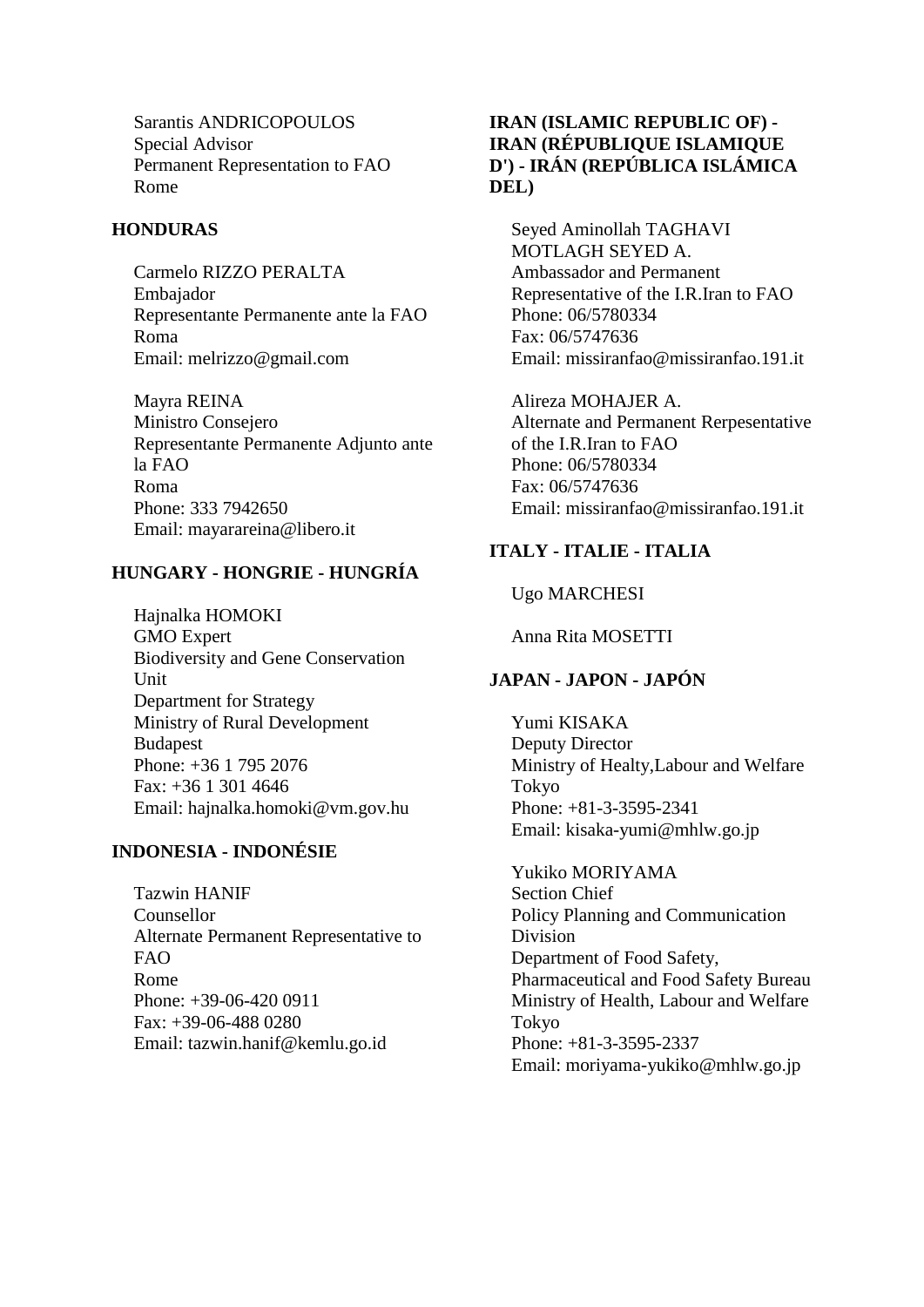Sarantis ANDRICOPOULOS
Special Advisor
Permanent Representation to FAO
Rome

**HONDURAS**

Carmelo RIZZO PERALTA
Embajador
Representante Permanente ante la FAO
Roma
Email: melrizzo@gmail.com

Mayra REINA
Ministro Consejero
Representante Permanente Adjunto ante la FAO
Roma
Phone: 333 7942650
Email: mayarareina@libero.it

**HUNGARY - HONGRIE - HUNGRÍA**

Hajnalka HOMOKI
GMO Expert
Biodiversity and Gene Conservation Unit
Department for Strategy
Ministry of Rural Development
Budapest
Phone: +36 1 795 2076
Fax: +36 1 301 4646
Email: hajnalka.homoki@vm.gov.hu

**INDONESIA - INDONÉSIE**

Tazwin HANIF
Counsellor
Alternate Permanent Representative to FAO
Rome
Phone: +39-06-420 0911
Fax: +39-06-488 0280
Email: tazwin.hanif@kemlu.go.id

**IRAN (ISLAMIC REPUBLIC OF) - IRAN (RÉPUBLIQUE ISLAMIQUE D') - IRÁN (REPÚBLICA ISLÁMICA DEL)**

Seyed Aminollah TAGHAVI MOTLAGH SEYED A.
Ambassador and Permanent Representative of the I.R.Iran to FAO
Phone: 06/5780334
Fax: 06/5747636
Email: missiranfao@missiranfao.191.it

Alireza MOHAJER A.
Alternate and Permanent Rerpesentative of the I.R.Iran to FAO
Phone: 06/5780334
Fax: 06/5747636
Email: missiranfao@missiranfao.191.it

**ITALY - ITALIE - ITALIA**

Ugo MARCHESI

Anna Rita MOSETTI

**JAPAN - JAPON - JAPÓN**

Yumi KISAKA
Deputy Director
Ministry of Healty,Labour and Welfare
Tokyo
Phone: +81-3-3595-2341
Email: kisaka-yumi@mhlw.go.jp

Yukiko MORIYAMA
Section Chief
Policy Planning and Communication Division
Department of Food Safety,
Pharmaceutical and Food Safety Bureau
Ministry of Health, Labour and Welfare
Tokyo
Phone: +81-3-3595-2337
Email: moriyama-yukiko@mhlw.go.jp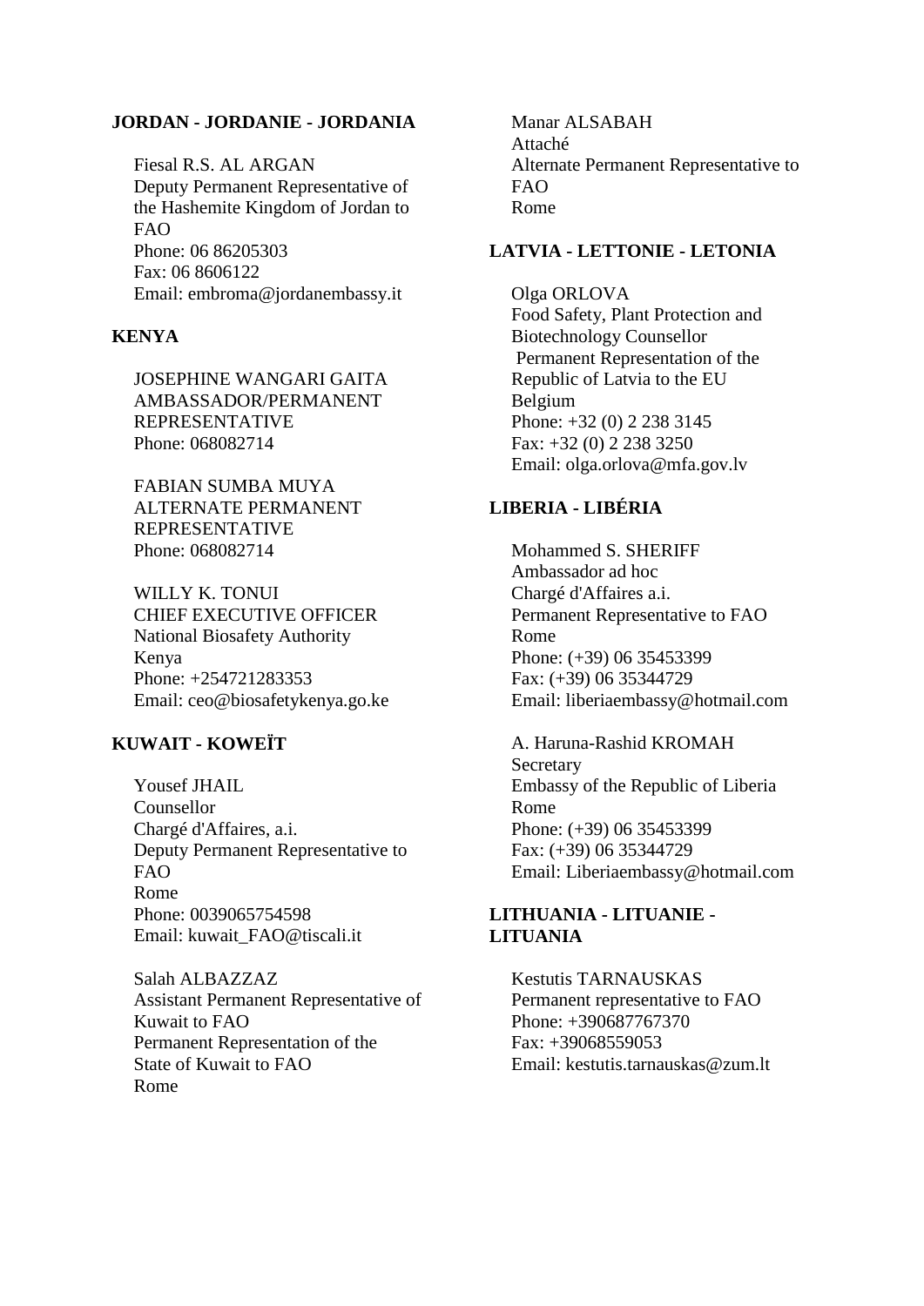**JORDAN - JORDANIE - JORDANIA**

Fiesal R.S. AL ARGAN
Deputy Permanent Representative of the Hashemite Kingdom of Jordan to FAO
Phone: 06 86205303
Fax: 06 8606122
Email: embroma@jordanembassy.it

**KENYA**

JOSEPHINE WANGARI GAITA
AMBASSADOR/PERMANENT REPRESENTATIVE
Phone: 068082714

FABIAN SUMBA MUYA
ALTERNATE PERMANENT REPRESENTATIVE
Phone: 068082714

WILLY K. TONUI
CHIEF EXECUTIVE OFFICER
National Biosafety Authority
Kenya
Phone: +254721283353
Email: ceo@biosafetykenya.go.ke

**KUWAIT - KOWEÏT**

Yousef JHAIL
Counsellor
Chargé d'Affaires, a.i.
Deputy Permanent Representative to FAO
Rome
Phone: 0039065754598
Email: kuwait_FAO@tiscali.it

Salah ALBAZZAZ
Assistant Permanent Representative of Kuwait to FAO
Permanent Representation of the State of Kuwait to FAO
Rome

Manar ALSABAH
Attaché
Alternate Permanent Representative to FAO
Rome

**LATVIA - LETTONIE - LETONIA**

Olga ORLOVA
Food Safety, Plant Protection and Biotechnology Counsellor
Permanent Representation of the Republic of Latvia to the EU
Belgium
Phone: +32 (0) 2 238 3145
Fax: +32 (0) 2 238 3250
Email: olga.orlova@mfa.gov.lv

**LIBERIA - LIBÉRIA**

Mohammed S. SHERIFF
Ambassador ad hoc
Chargé d'Affaires a.i.
Permanent Representative to FAO
Rome
Phone: (+39) 06 35453399
Fax: (+39) 06 35344729
Email: liberiaembassy@hotmail.com

A. Haruna-Rashid KROMAH
Secretary
Embassy of the Republic of Liberia
Rome
Phone: (+39) 06 35453399
Fax: (+39) 06 35344729
Email: Liberiaembassy@hotmail.com

**LITHUANIA - LITUANIE - LITUANIA**

Kestutis TARNAUSKAS
Permanent representative to FAO
Phone: +390687767370
Fax: +39068559053
Email: kestutis.tarnauskas@zum.lt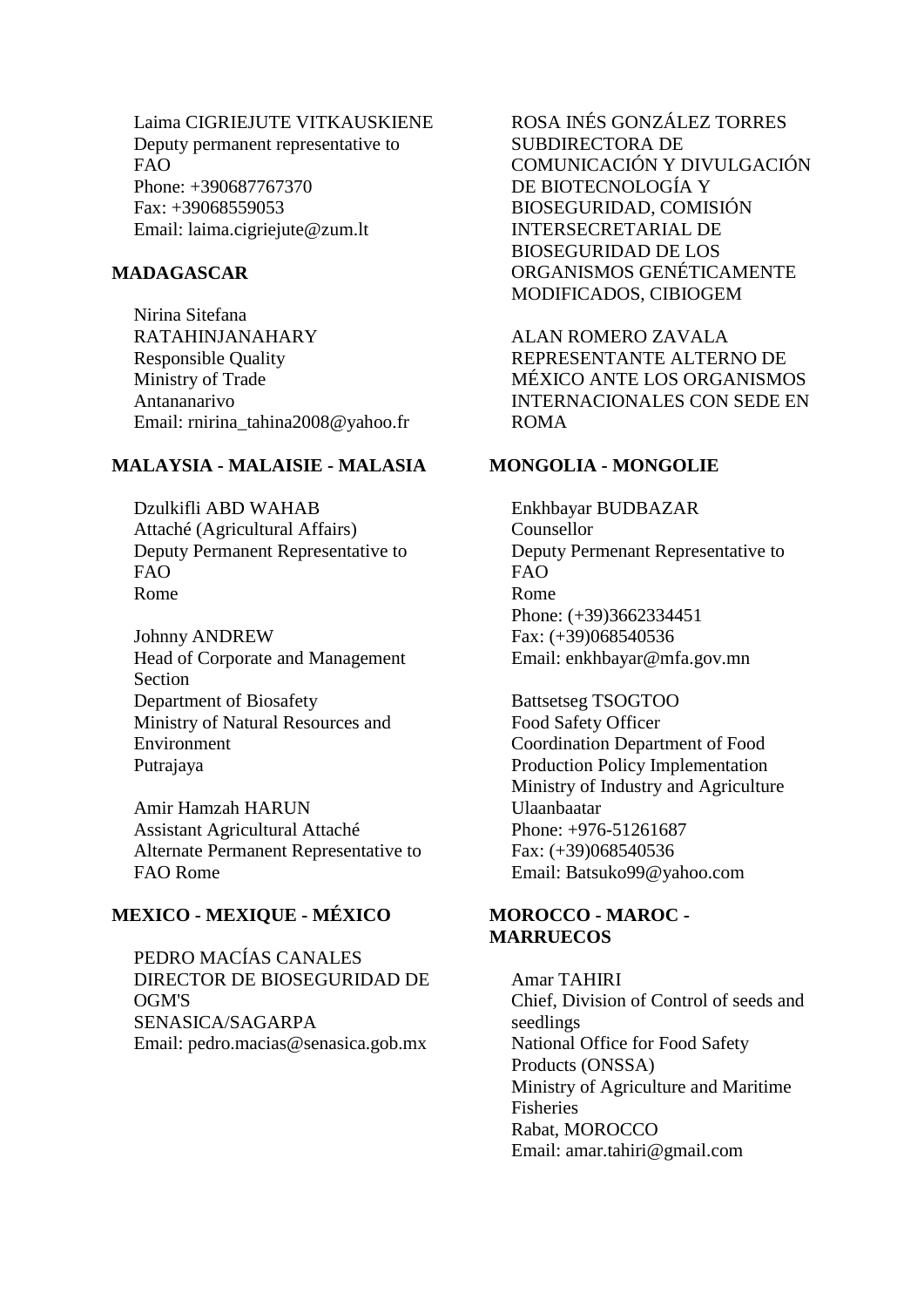Laima CIGRIEJUTE VITKAUSKIENE
Deputy permanent representative to FAO
Phone: +390687767370
Fax: +39068559053
Email: laima.cigriejute@zum.lt

**MADAGASCAR**

Nirina Sitefana RATAHINJANAHARY
Responsible Quality
Ministry of Trade
Antananarivo
Email: rnirina_tahina2008@yahoo.fr

**MALAYSIA - MALAISIE - MALASIA**

Dzulkifli ABD WAHAB
Attaché (Agricultural Affairs)
Deputy Permanent Representative to FAO
Rome

Johnny ANDREW
Head of Corporate and Management Section
Department of Biosafety
Ministry of Natural Resources and Environment
Putrajaya

Amir Hamzah HARUN
Assistant Agricultural Attaché
Alternate Permanent Representative to FAO Rome

**MEXICO - MEXIQUE - MÉXICO**

PEDRO MACÍAS CANALES
DIRECTOR DE BIOSEGURIDAD DE OGM'S
SENASICA/SAGARPA
Email: pedro.macias@senasica.gob.mx

ROSA INÉS GONZÁLEZ TORRES
SUBDIRECTORA DE COMUNICACIÓN Y DIVULGACIÓN DE BIOTECNOLOGÍA Y BIOSEGURIDAD, COMISIÓN INTERSECRETARIAL DE BIOSEGURIDAD DE LOS ORGANISMOS GENÉTICAMENTE MODIFICADOS, CIBIOGEM

ALAN ROMERO ZAVALA
REPRESENTANTE ALTERNO DE MÉXICO ANTE LOS ORGANISMOS INTERNACIONALES CON SEDE EN ROMA

**MONGOLIA - MONGOLIE**

Enkhbayar BUDBAZAR
Counsellor
Deputy Permenant Representative to FAO
Rome
Phone: (+39)3662334451
Fax: (+39)068540536
Email: enkhbayar@mfa.gov.mn

Battsetseg TSOGTOO
Food Safety Officer
Coordination Department of Food Production Policy Implementation
Ministry of Industry and Agriculture
Ulaanbaatar
Phone: +976-51261687
Fax: (+39)068540536
Email: Batsuko99@yahoo.com

**MOROCCO - MAROC - MARRUECOS**

Amar TAHIRI
Chief, Division of Control of seeds and seedlings
National Office for Food Safety Products (ONSSA)
Ministry of Agriculture and Maritime Fisheries
Rabat, MOROCCO
Email: amar.tahiri@gmail.com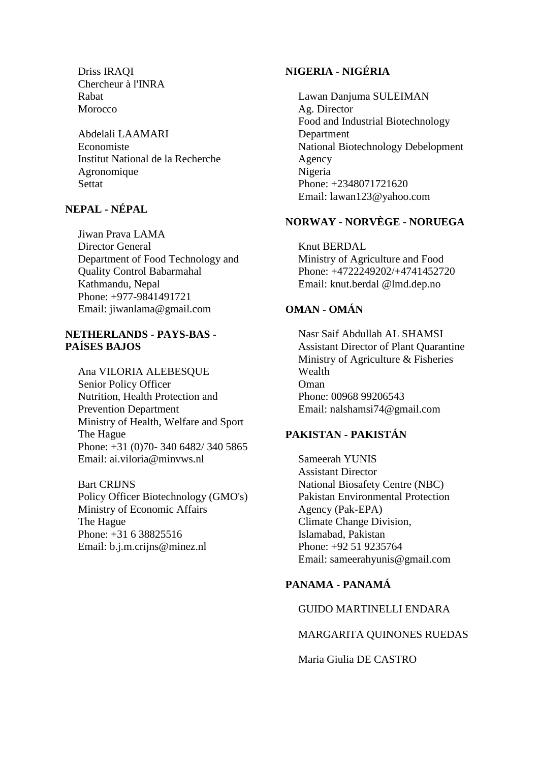Driss IRAQI
Chercheur à l'INRA
Rabat
Morocco

Abdelali LAAMARI
Economiste
Institut National de la Recherche Agronomique
Settat

**NEPAL - NÉPAL**

Jiwan Prava LAMA
Director General
Department of Food Technology and Quality Control Babarmahal
Kathmandu, Nepal
Phone: +977-9841491721
Email: jiwanlama@gmail.com

**NETHERLANDS - PAYS-BAS - PAÍSES BAJOS**

Ana VILORIA ALEBESQUE
Senior Policy Officer
Nutrition, Health Protection and Prevention Department
Ministry of Health, Welfare and Sport
The Hague
Phone: +31 (0)70- 340 6482/ 340 5865
Email: ai.viloria@minvws.nl

Bart CRIJNS
Policy Officer Biotechnology (GMO's)
Ministry of Economic Affairs
The Hague
Phone: +31 6 38825516
Email: b.j.m.crijns@minez.nl

**NIGERIA - NIGÉRIA**

Lawan Danjuma SULEIMAN
Ag. Director
Food and Industrial Biotechnology Department
National Biotechnology Debelopment Agency
Nigeria
Phone: +2348071721620
Email: lawan123@yahoo.com

**NORWAY - NORVÈGE - NORUEGA**

Knut BERDAL
Ministry of Agriculture and Food
Phone: +4722249202/+4741452720
Email: knut.berdal @lmd.dep.no

**OMAN - OMÁN**

Nasr Saif Abdullah AL SHAMSI
Assistant Director of Plant Quarantine
Ministry of Agriculture & Fisheries Wealth
Oman
Phone: 00968 99206543
Email: nalshamsi74@gmail.com

**PAKISTAN - PAKISTÁN**

Sameerah YUNIS
Assistant Director
National Biosafety Centre (NBC)
Pakistan Environmental Protection Agency (Pak-EPA)
Climate Change Division,
Islamabad, Pakistan
Phone: +92 51 9235764
Email: sameerahyunis@gmail.com

**PANAMA - PANAMÁ**

GUIDO MARTINELLI ENDARA

MARGARITA QUINONES RUEDAS

Maria Giulia DE CASTRO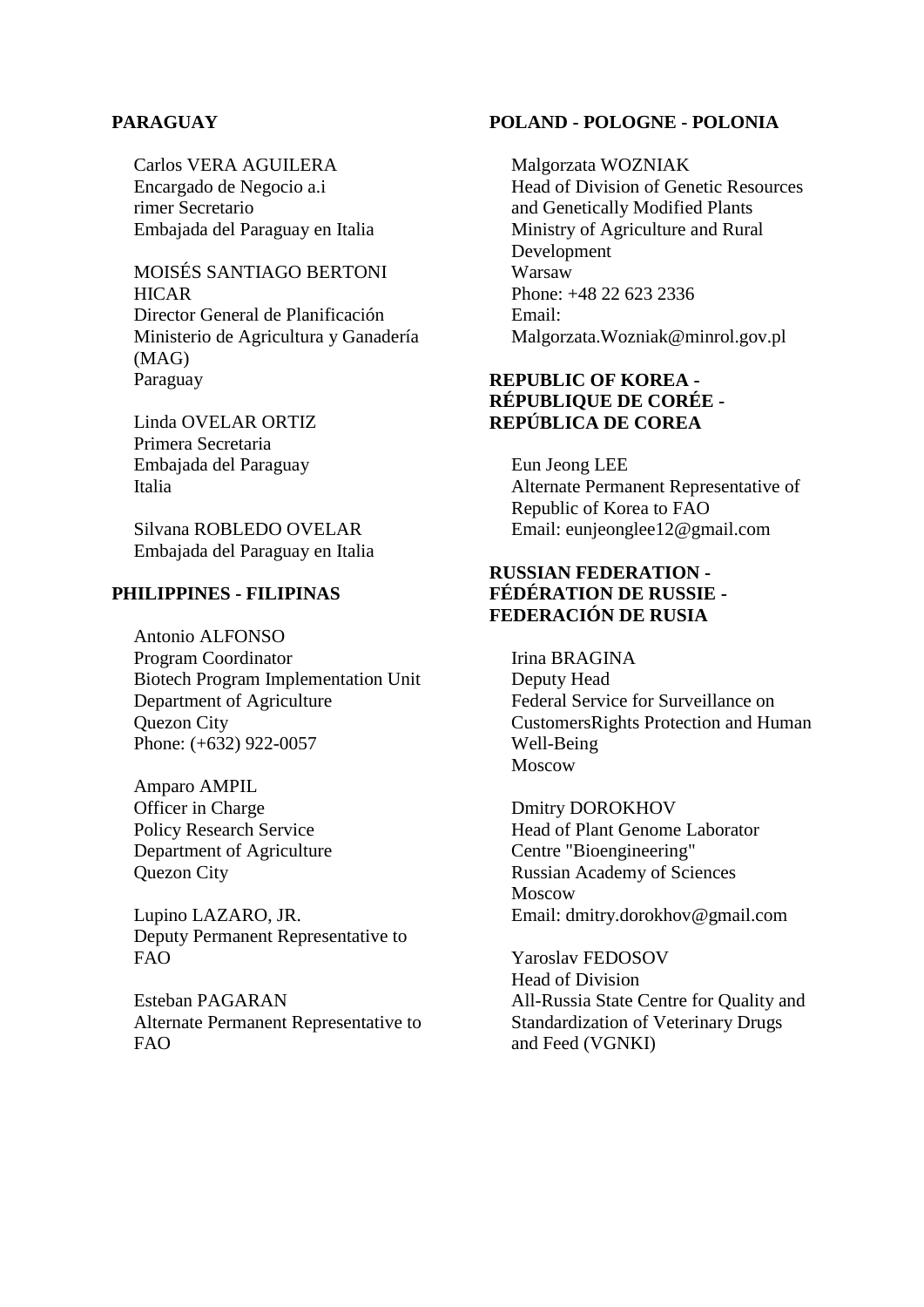**PARAGUAY**

Carlos VERA AGUILERA
Encargado de Negocio a.i
rimer Secretario
Embajada del Paraguay en Italia

MOISÉS SANTIAGO BERTONI HICAR
Director General de Planificación
Ministerio de Agricultura y Ganadería (MAG)
Paraguay

Linda OVELAR ORTIZ
Primera Secretaria
Embajada del Paraguay
Italia

Silvana ROBLEDO OVELAR
Embajada del Paraguay en Italia

**PHILIPPINES - FILIPINAS**

Antonio ALFONSO
Program Coordinator
Biotech Program Implementation Unit
Department of Agriculture
Quezon City
Phone: (+632) 922-0057

Amparo AMPIL
Officer in Charge
Policy Research Service
Department of Agriculture
Quezon City

Lupino LAZARO, JR.
Deputy Permanent Representative to FAO

Esteban PAGARAN
Alternate Permanent Representative to FAO

**POLAND - POLOGNE - POLONIA**

Malgorzata WOZNIAK
Head of Division of Genetic Resources and Genetically Modified Plants
Ministry of Agriculture and Rural Development
Warsaw
Phone: +48 22 623 2336
Email: Malgorzata.Wozniak@minrol.gov.pl

**REPUBLIC OF KOREA - RÉPUBLIQUE DE CORÉE - REPÚBLICA DE COREA**

Eun Jeong LEE
Alternate Permanent Representative of Republic of Korea to FAO
Email: eunjeonglee12@gmail.com

**RUSSIAN FEDERATION - FÉDÉRATION DE RUSSIE - FEDERACIÓN DE RUSIA**

Irina BRAGINA
Deputy Head
Federal Service for Surveillance on CustomersRights Protection and Human Well-Being
Moscow

Dmitry DOROKHOV
Head of Plant Genome Laborator
Centre "Bioengineering"
Russian Academy of Sciences
Moscow
Email: dmitry.dorokhov@gmail.com

Yaroslav FEDOSOV
Head of Division
All-Russia State Centre for Quality and Standardization of Veterinary Drugs and Feed (VGNKI)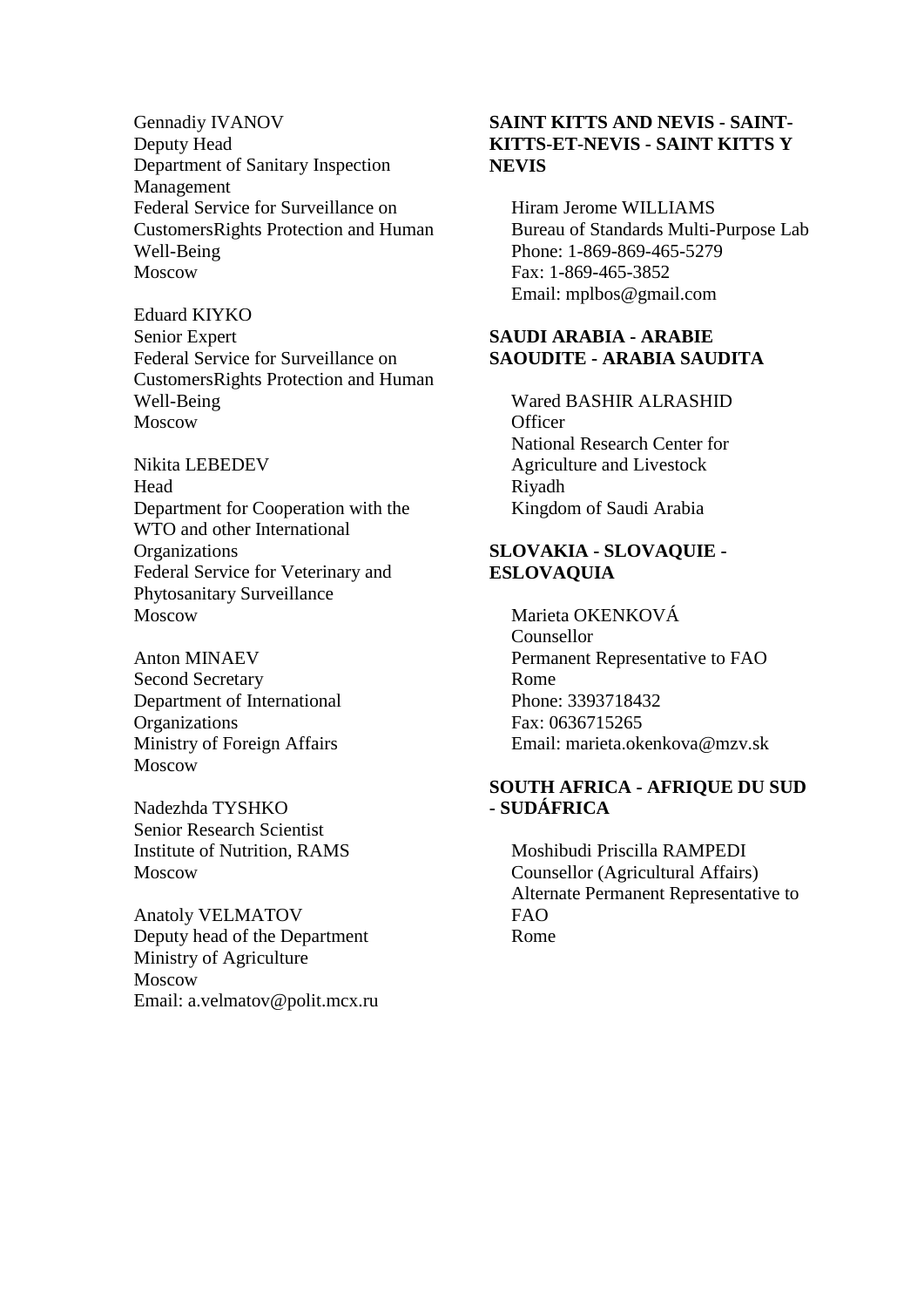Gennadiy IVANOV
Deputy Head
Department of Sanitary Inspection Management
Federal Service for Surveillance on CustomersRights Protection and Human Well-Being
Moscow

Eduard KIYKO
Senior Expert
Federal Service for Surveillance on CustomersRights Protection and Human Well-Being
Moscow

Nikita LEBEDEV
Head
Department for Cooperation with the WTO and other International Organizations
Federal Service for Veterinary and Phytosanitary Surveillance
Moscow

Anton MINAEV
Second Secretary
Department of International Organizations
Ministry of Foreign Affairs
Moscow

Nadezhda TYSHKO
Senior Research Scientist
Institute of Nutrition, RAMS
Moscow

Anatoly VELMATOV
Deputy head of the Department
Ministry of Agriculture
Moscow
Email: a.velmatov@polit.mcx.ru

**SAINT KITTS AND NEVIS - SAINT-KITTS-ET-NEVIS - SAINT KITTS Y NEVIS**

Hiram Jerome WILLIAMS
Bureau of Standards Multi-Purpose Lab
Phone: 1-869-869-465-5279
Fax: 1-869-465-3852
Email: mplbos@gmail.com

**SAUDI ARABIA - ARABIE SAOUDITE - ARABIA SAUDITA**

Wared BASHIR ALRASHID
Officer
National Research Center for Agriculture and Livestock
Riyadh
Kingdom of Saudi Arabia

**SLOVAKIA - SLOVAQUIE - ESLOVAQUIA**

Marieta OKENKOVÁ
Counsellor
Permanent Representative to FAO
Rome
Phone: 3393718432
Fax: 0636715265
Email: marieta.okenkova@mzv.sk

**SOUTH AFRICA - AFRIQUE DU SUD - SUDÁFRICA**

Moshibudi Priscilla RAMPEDI
Counsellor (Agricultural Affairs)
Alternate Permanent Representative to FAO
Rome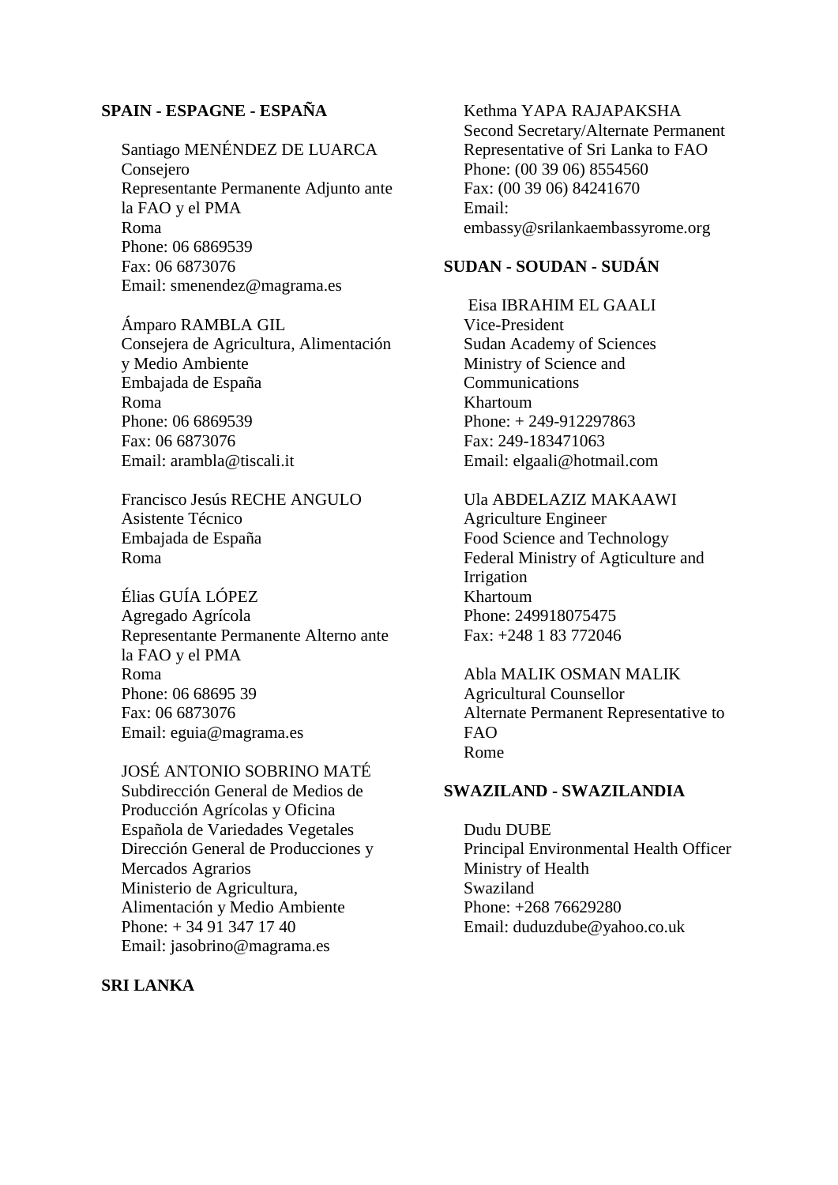**SPAIN - ESPAGNE - ESPAÑA**

Santiago MENÉNDEZ DE LUARCA
Consejero
Representante Permanente Adjunto ante la FAO y el PMA
Roma
Phone: 06 6869539
Fax: 06 6873076
Email: smenendez@magrama.es

Ámparo RAMBLA GIL
Consejera de Agricultura, Alimentación y Medio Ambiente
Embajada de España
Roma
Phone: 06 6869539
Fax: 06 6873076
Email: arambla@tiscali.it

Francisco Jesús RECHE ANGULO
Asistente Técnico
Embajada de España
Roma

Élias GUÍA LÓPEZ
Agregado Agrícola
Representante Permanente Alterno ante la FAO y el PMA
Roma
Phone: 06 68695 39
Fax: 06 6873076
Email: eguia@magrama.es

JOSÉ ANTONIO SOBRINO MATÉ
Subdirección General de Medios de Producción Agrícolas y Oficina Española de Variedades Vegetales
Dirección General de Producciones y Mercados Agrarios
Ministerio de Agricultura, Alimentación y Medio Ambiente
Phone: + 34 91 347 17 40
Email: jasobrino@magrama.es

**SRI LANKA**

Kethma YAPA RAJAPAKSHA
Second Secretary/Alternate Permanent Representative of Sri Lanka to FAO
Phone: (00 39 06) 8554560
Fax: (00 39 06) 84241670
Email: embassy@srilankaembassyrome.org

**SUDAN - SOUDAN - SUDÁN**

Eisa IBRAHIM EL GAALI
Vice-President
Sudan Academy of Sciences
Ministry of Science and Communications
Khartoum
Phone: + 249-912297863
Fax: 249-183471063
Email: elgaali@hotmail.com

Ula ABDELAZIZ MAKAAWI
Agriculture Engineer
Food Science and Technology
Federal Ministry of Agticulture and Irrigation
Khartoum
Phone: 249918075475
Fax: +248 1 83 772046

Abla MALIK OSMAN MALIK
Agricultural Counsellor
Alternate Permanent Representative to FAO
Rome

**SWAZILAND - SWAZILANDIA**

Dudu DUBE
Principal Environmental Health Officer
Ministry of Health
Swaziland
Phone: +268 76629280
Email: duduzdube@yahoo.co.uk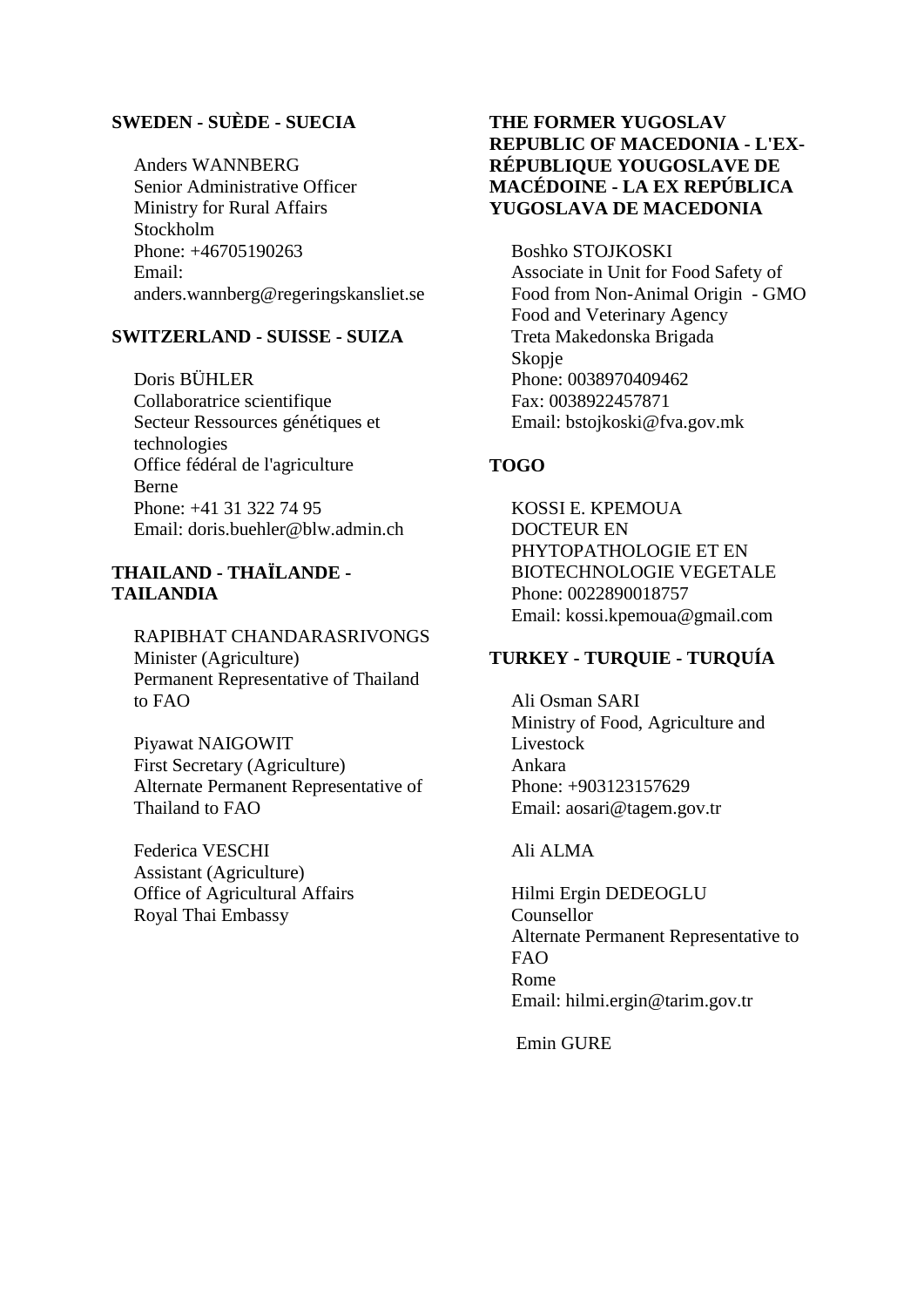**SWEDEN - SUÈDE - SUECIA**

Anders WANNBERG
Senior Administrative Officer
Ministry for Rural Affairs
Stockholm
Phone: +46705190263
Email:
anders.wannberg@regeringskansliet.se

**SWITZERLAND - SUISSE - SUIZA**

Doris BÜHLER
Collaboratrice scientifique
Secteur Ressources génétiques et technologies
Office fédéral de l'agriculture
Berne
Phone: +41 31 322 74 95
Email: doris.buehler@blw.admin.ch

**THAILAND - THAÏLANDE - TAILANDIA**

RAPIBHAT CHANDARASRIVONGS
Minister (Agriculture)
Permanent Representative of Thailand to FAO

Piyawat NAIGOWIT
First Secretary (Agriculture)
Alternate Permanent Representative of Thailand to FAO

Federica VESCHI
Assistant (Agriculture)
Office of Agricultural Affairs
Royal Thai Embassy

**THE FORMER YUGOSLAV REPUBLIC OF MACEDONIA - L'EX-RÉPUBLIQUE YOUGOSLAVE DE MACÉDOINE - LA EX REPÚBLICA YUGOSLAVA DE MACEDONIA**

Boshko STOJKOSKI
Associate in Unit for Food Safety of Food from Non-Animal Origin - GMO
Food and Veterinary Agency
Treta Makedonska Brigada
Skopje
Phone: 0038970409462
Fax: 0038922457871
Email: bstojkoski@fva.gov.mk

**TOGO**

KOSSI E. KPEMOUA
DOCTEUR EN PHYTOPATHOLOGIE ET EN BIOTECHNOLOGIE VEGETALE
Phone: 0022890018757
Email: kossi.kpemoua@gmail.com

**TURKEY - TURQUIE - TURQUÍA**

Ali Osman SARI
Ministry of Food, Agriculture and Livestock
Ankara
Phone: +903123157629
Email: aosari@tagem.gov.tr

Ali ALMA

Hilmi Ergin DEDEOGLU
Counsellor
Alternate Permanent Representative to FAO
Rome
Email: hilmi.ergin@tarim.gov.tr

Emin GURE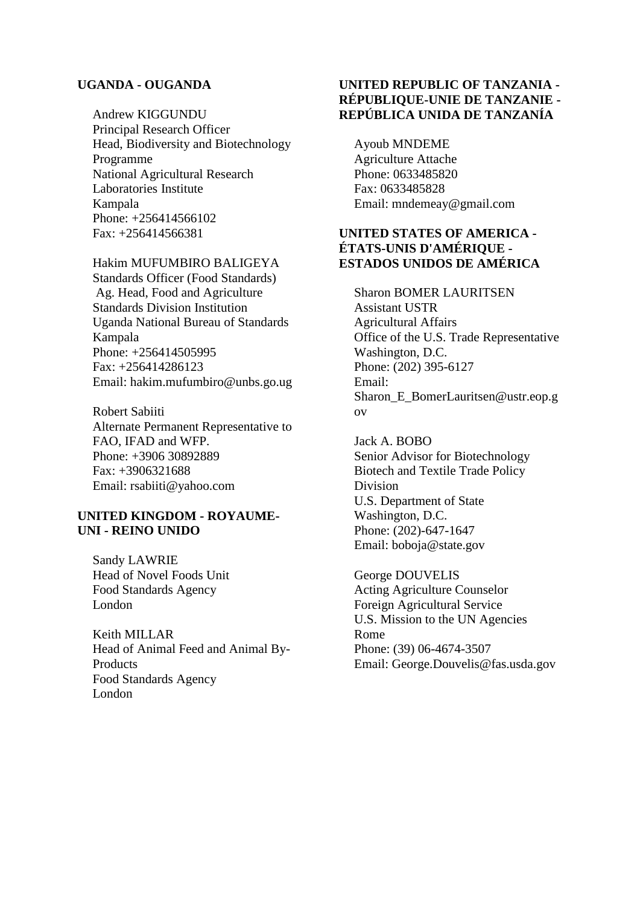**UGANDA - OUGANDA**

Andrew KIGGUNDU
Principal Research Officer
Head, Biodiversity and Biotechnology Programme
National Agricultural Research Laboratories Institute
Kampala
Phone: +256414566102
Fax: +256414566381

Hakim MUFUMBIRO BALIGEYA
Standards Officer (Food Standards)
Ag. Head, Food and Agriculture Standards Division Institution
Uganda National Bureau of Standards
Kampala
Phone: +256414505995
Fax: +256414286123
Email: hakim.mufumbiro@unbs.go.ug

Robert Sabiiti
Alternate Permanent Representative to FAO, IFAD and WFP.
Phone: +3906 30892889
Fax: +3906321688
Email: rsabiiti@yahoo.com

**UNITED KINGDOM - ROYAUME-UNI - REINO UNIDO**

Sandy LAWRIE
Head of Novel Foods Unit
Food Standards Agency
London

Keith MILLAR
Head of Animal Feed and Animal By-Products
Food Standards Agency
London

**UNITED REPUBLIC OF TANZANIA - RÉPUBLIQUE-UNIE DE TANZANIE - REPÚBLICA UNIDA DE TANZANÍA**

Ayoub MNDEME
Agriculture Attache
Phone: 0633485820
Fax: 0633485828
Email: mndemeay@gmail.com

**UNITED STATES OF AMERICA - ÉTATS-UNIS D'AMÉRIQUE - ESTADOS UNIDOS DE AMÉRICA**

Sharon BOMER LAURITSEN
Assistant USTR
Agricultural Affairs
Office of the U.S. Trade Representative
Washington, D.C.
Phone: (202) 395-6127
Email: Sharon_E_BomerLauritsen@ustr.eop.gov

Jack A. BOBO
Senior Advisor for Biotechnology
Biotech and Textile Trade Policy Division
U.S. Department of State
Washington, D.C.
Phone: (202)-647-1647
Email: boboja@state.gov

George DOUVELIS
Acting Agriculture Counselor
Foreign Agricultural Service
U.S. Mission to the UN Agencies
Rome
Phone: (39) 06-4674-3507
Email: George.Douvelis@fas.usda.gov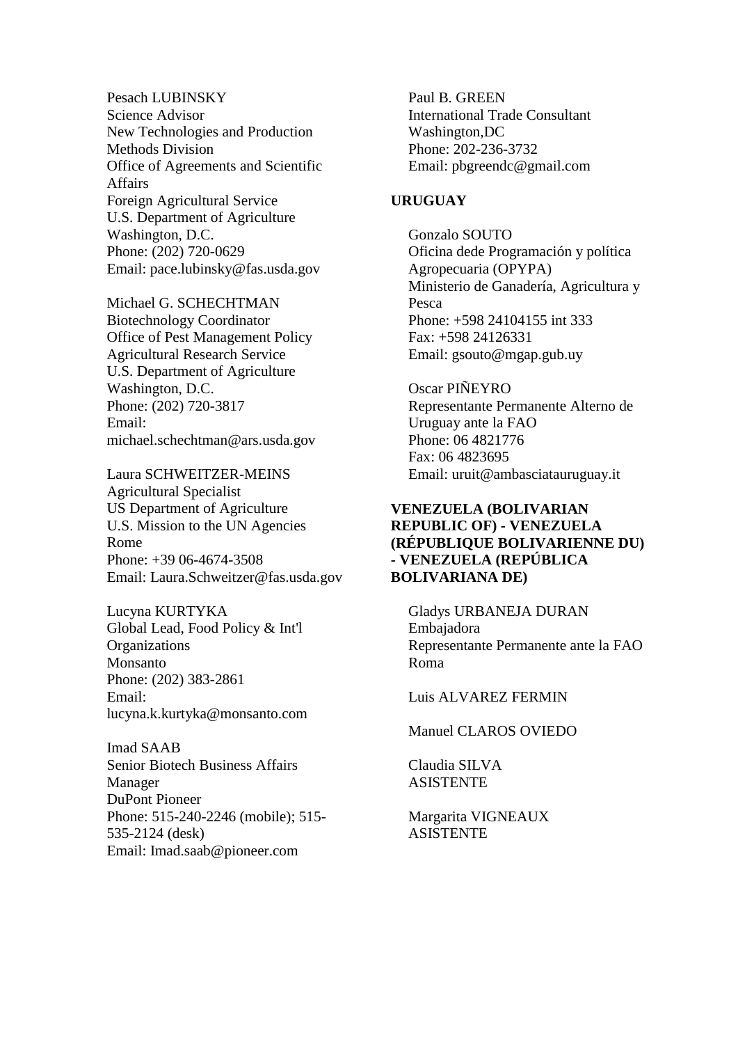Pesach LUBINSKY
Science Advisor
New Technologies and Production Methods Division
Office of Agreements and Scientific Affairs
Foreign Agricultural Service
U.S. Department of Agriculture
Washington, D.C.
Phone: (202) 720-0629
Email: pace.lubinsky@fas.usda.gov

Michael G. SCHECHTMAN
Biotechnology Coordinator
Office of Pest Management Policy
Agricultural Research Service
U.S. Department of Agriculture
Washington, D.C.
Phone: (202) 720-3817
Email: michael.schechtman@ars.usda.gov

Laura SCHWEITZER-MEINS
Agricultural Specialist
US Department of Agriculture
U.S. Mission to the UN Agencies
Rome
Phone: +39 06-4674-3508
Email: Laura.Schweitzer@fas.usda.gov

Lucyna KURTYKA
Global Lead, Food Policy & Int'l Organizations
Monsanto
Phone: (202) 383-2861
Email: lucyna.k.kurtyka@monsanto.com

Imad SAAB
Senior Biotech Business Affairs Manager
DuPont Pioneer
Phone: 515-240-2246 (mobile); 515-535-2124 (desk)
Email: Imad.saab@pioneer.com

Paul B. GREEN
International Trade Consultant
Washington,DC
Phone: 202-236-3732
Email: pbgreendc@gmail.com

**URUGUAY**

Gonzalo SOUTO
Oficina dede Programación y política Agropecuaria (OPYPA)
Ministerio de Ganadería, Agricultura y Pesca
Phone: +598 24104155 int 333
Fax: +598 24126331
Email: gsouto@mgap.gub.uy

Oscar PIÑEYRO
Representante Permanente Alterno de Uruguay ante la FAO
Phone: 06 4821776
Fax: 06 4823695
Email: uruit@ambasciatauruguay.it

**VENEZUELA (BOLIVARIAN REPUBLIC OF) - VENEZUELA (RÉPUBLIQUE BOLIVARIENNE DU) - VENEZUELA (REPÚBLICA BOLIVARIANA DE)**

Gladys URBANEJA DURAN
Embajadora
Representante Permanente ante la FAO
Roma

Luis ALVAREZ FERMIN

Manuel CLAROS OVIEDO

Claudia SILVA
ASISTENTE

Margarita VIGNEAUX
ASISTENTE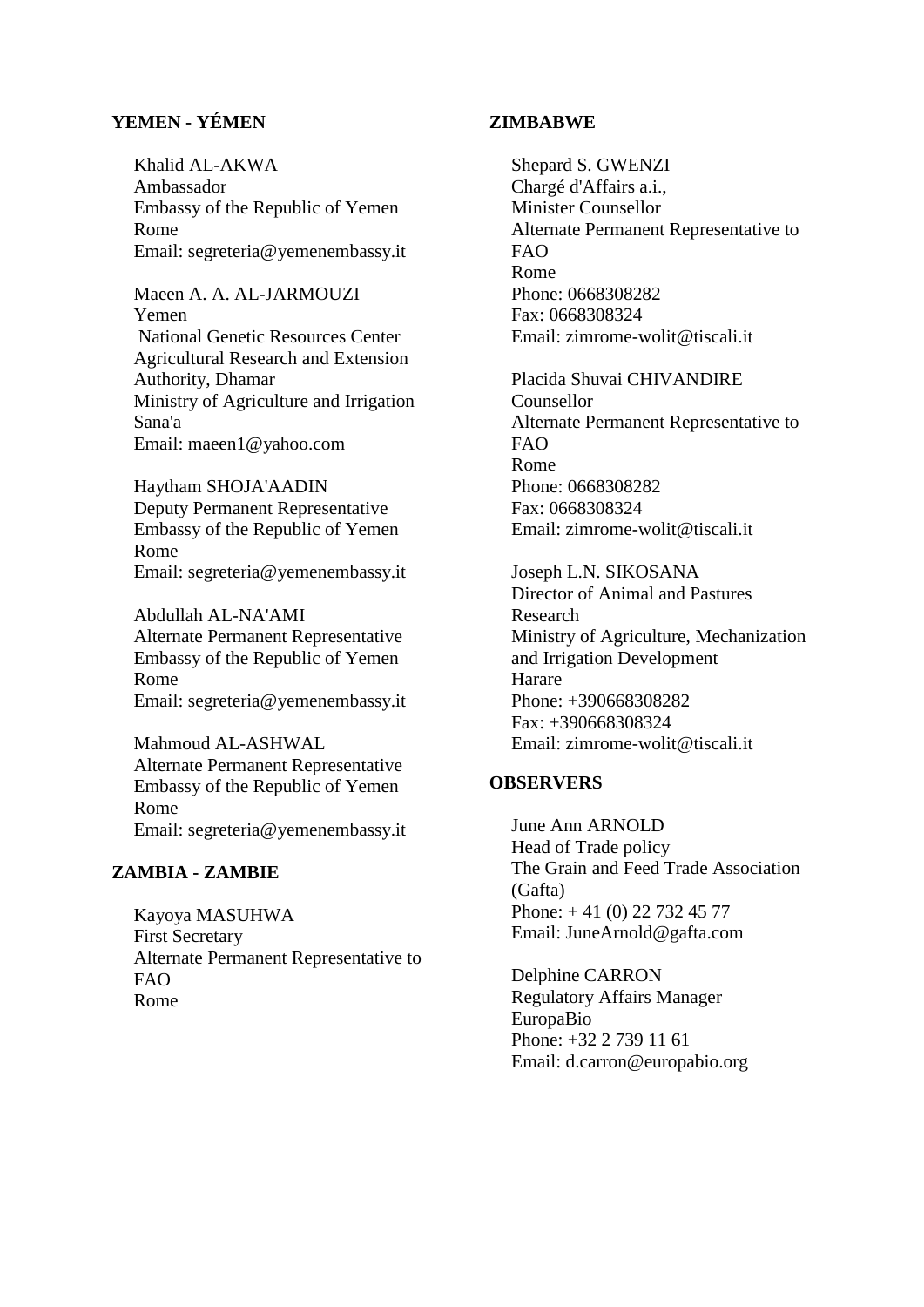**YEMEN - YÉMEN**

Khalid AL-AKWA
Ambassador
Embassy of the Republic of Yemen
Rome
Email: segreteria@yemenembassy.it

Maeen A. A. AL-JARMOUZI
Yemen
National Genetic Resources Center
Agricultural Research and Extension Authority, Dhamar
Ministry of Agriculture and Irrigation
Sana'a
Email: maeen1@yahoo.com

Haytham SHOJA'AADIN
Deputy Permanent Representative
Embassy of the Republic of Yemen
Rome
Email: segreteria@yemenembassy.it

Abdullah AL-NA'AMI
Alternate Permanent Representative
Embassy of the Republic of Yemen
Rome
Email: segreteria@yemenembassy.it

Mahmoud AL-ASHWAL
Alternate Permanent Representative
Embassy of the Republic of Yemen
Rome
Email: segreteria@yemenembassy.it

**ZAMBIA - ZAMBIE**

Kayoya MASUHWA
First Secretary
Alternate Permanent Representative to FAO
Rome

**ZIMBABWE**

Shepard S. GWENZI
Chargé d'Affairs a.i.,
Minister Counsellor
Alternate Permanent Representative to FAO
Rome
Phone: 0668308282
Fax: 0668308324
Email: zimrome-wolit@tiscali.it

Placida Shuvai CHIVANDIRE
Counsellor
Alternate Permanent Representative to FAO
Rome
Phone: 0668308282
Fax: 0668308324
Email: zimrome-wolit@tiscali.it

Joseph L.N. SIKOSANA
Director of Animal and Pastures Research
Ministry of Agriculture, Mechanization and Irrigation Development
Harare
Phone: +390668308282
Fax: +390668308324
Email: zimrome-wolit@tiscali.it

**OBSERVERS**

June Ann ARNOLD
Head of Trade policy
The Grain and Feed Trade Association (Gafta)
Phone: + 41 (0) 22 732 45 77
Email: JuneArnold@gafta.com

Delphine CARRON
Regulatory Affairs Manager
EuropaBio
Phone: +32 2 739 11 61
Email: d.carron@europabio.org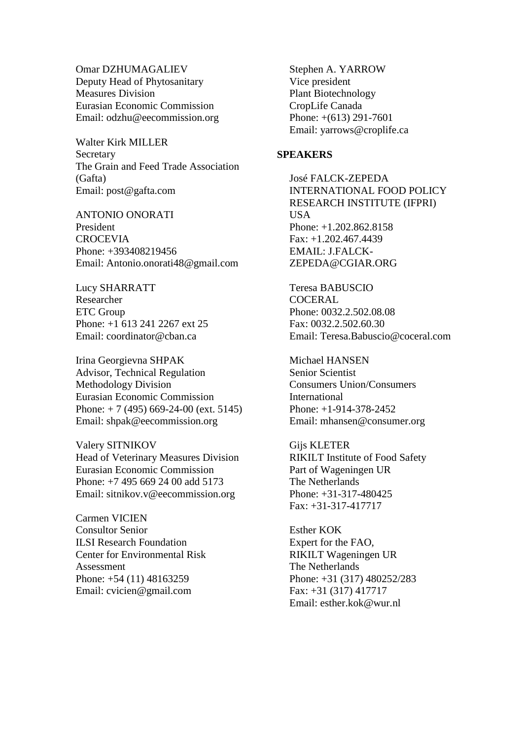Omar DZHUMAGALIEV
Deputy Head of Phytosanitary Measures Division
Eurasian Economic Commission
Email: odzhu@eecommission.org

Walter Kirk MILLER
Secretary
The Grain and Feed Trade Association (Gafta)
Email: post@gafta.com

ANTONIO ONORATI
President
CROCEVIA
Phone: +393408219456
Email: Antonio.onorati48@gmail.com

Lucy SHARRATT
Researcher
ETC Group
Phone: +1 613 241 2267 ext 25
Email: coordinator@cban.ca

Irina Georgievna SHPAK
Advisor, Technical Regulation Methodology Division
Eurasian Economic Commission
Phone: + 7 (495) 669-24-00 (ext. 5145)
Email: shpak@eecommission.org

Valery SITNIKOV
Head of Veterinary Measures Division
Eurasian Economic Commission
Phone: +7 495 669 24 00 add 5173
Email: sitnikov.v@eecommission.org

Carmen VICIEN
Consultor Senior
ILSI Research Foundation
Center for Environmental Risk Assessment
Phone: +54 (11) 48163259
Email: cvicien@gmail.com

Stephen A. YARROW
Vice president
Plant Biotechnology
CropLife Canada
Phone: +(613) 291-7601
Email: yarrows@croplife.ca

**SPEAKERS**

José FALCK-ZEPEDA
INTERNATIONAL FOOD POLICY RESEARCH INSTITUTE (IFPRI)
USA
Phone: +1.202.862.8158
Fax: +1.202.467.4439
EMAIL: J.FALCK-ZEPEDA@CGIAR.ORG

Teresa BABUSCIO
COCERAL
Phone: 0032.2.502.08.08
Fax: 0032.2.502.60.30
Email: Teresa.Babuscio@coceral.com

Michael HANSEN
Senior Scientist
Consumers Union/Consumers International
Phone: +1-914-378-2452
Email: mhansen@consumer.org

Gijs KLETER
RIKILT Institute of Food Safety
Part of Wageningen UR
The Netherlands
Phone: +31-317-480425
Fax: +31-317-417717

Esther KOK
Expert for the FAO,
RIKILT Wageningen UR
The Netherlands
Phone: +31 (317) 480252/283
Fax: +31 (317) 417717
Email: esther.kok@wur.nl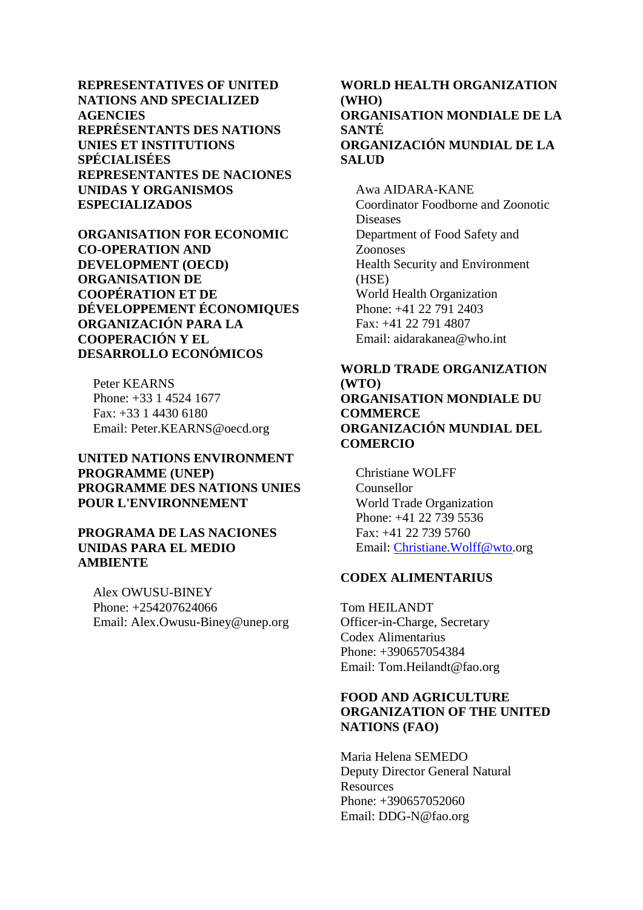**REPRESENTATIVES OF UNITED NATIONS AND SPECIALIZED AGENCIES**
**REPRÉSENTANTS DES NATIONS UNIES ET INSTITUTIONS SPÉCIALISÉES**
**REPRESENTANTES DE NACIONES UNIDAS Y ORGANISMOS ESPECIALIZADOS**

**ORGANISATION FOR ECONOMIC CO-OPERATION AND DEVELOPMENT (OECD)**
**ORGANISATION DE COOPÉRATION ET DE DÉVELOPPEMENT ÉCONOMIQUES**
**ORGANIZACIÓN PARA LA COOPERACIÓN Y EL DESARROLLO ECONÓMICOS**

Peter KEARNS
Phone: +33 1 4524 1677
Fax: +33 1 4430 6180
Email: Peter.KEARNS@oecd.org

**UNITED NATIONS ENVIRONMENT PROGRAMME (UNEP)**
**PROGRAMME DES NATIONS UNIES POUR L'ENVIRONNEMENT**

**PROGRAMA DE LAS NACIONES UNIDAS PARA EL MEDIO AMBIENTE**

Alex OWUSU-BINEY
Phone: +254207624066
Email: Alex.Owusu-Biney@unep.org

**WORLD HEALTH ORGANIZATION (WHO)**
**ORGANISATION MONDIALE DE LA SANTÉ**
**ORGANIZACIÓN MUNDIAL DE LA SALUD**

Awa AIDARA-KANE
Coordinator Foodborne and Zoonotic Diseases
Department of Food Safety and Zoonoses
Health Security and Environment (HSE)
World Health Organization
Phone: +41 22 791 2403
Fax: +41 22 791 4807
Email: aidarakanea@who.int

**WORLD TRADE ORGANIZATION (WTO)**
**ORGANISATION MONDIALE DU COMMERCE**
**ORGANIZACIÓN MUNDIAL DEL COMERCIO**

Christiane WOLFF
Counsellor
World Trade Organization
Phone: +41 22 739 5536
Fax: +41 22 739 5760
Email: Christiane.Wolff@wto.org

**CODEX ALIMENTARIUS**

Tom HEILANDT
Officer-in-Charge, Secretary
Codex Alimentarius
Phone: +390657054384
Email: Tom.Heilandt@fao.org

**FOOD AND AGRICULTURE ORGANIZATION OF THE UNITED NATIONS (FAO)**

Maria Helena SEMEDO
Deputy Director General Natural Resources
Phone: +390657052060
Email: DDG-N@fao.org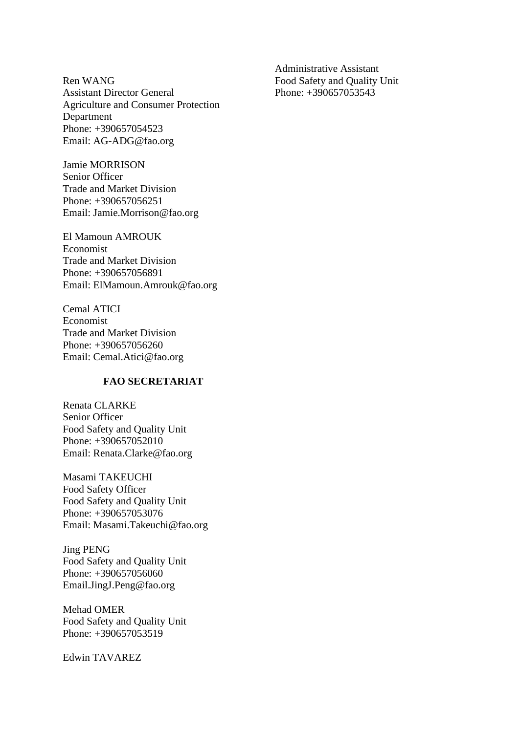Ren WANG
Assistant Director General
Agriculture and Consumer Protection Department
Phone: +390657054523
Email: AG-ADG@fao.org

Jamie MORRISON
Senior Officer
Trade and Market Division
Phone: +390657056251
Email: Jamie.Morrison@fao.org

El Mamoun AMROUK
Economist
Trade and Market Division
Phone: +390657056891
Email: ElMamoun.Amrouk@fao.org

Cemal ATICI
Economist
Trade and Market Division
Phone: +390657056260
Email: Cemal.Atici@fao.org

**FAO SECRETARIAT**

Renata CLARKE
Senior Officer
Food Safety and Quality Unit
Phone: +390657052010
Email: Renata.Clarke@fao.org

Masami TAKEUCHI
Food Safety Officer
Food Safety and Quality Unit
Phone: +390657053076
Email: Masami.Takeuchi@fao.org

Jing PENG
Food Safety and Quality Unit
Phone: +390657056060
Email.JingJ.Peng@fao.org

Mehad OMER
Food Safety and Quality Unit
Phone: +390657053519

Edwin TAVAREZ
Administrative Assistant
Food Safety and Quality Unit
Phone: +390657053543